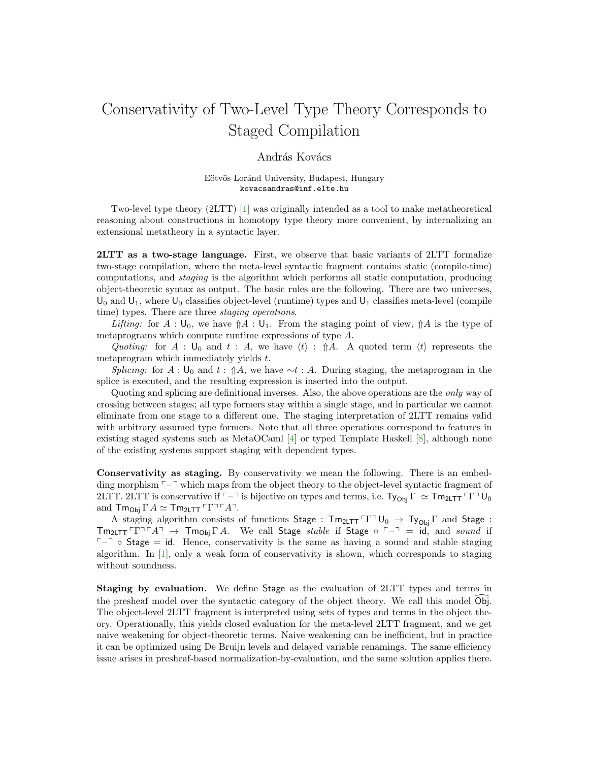# Conservativity of Two-Level Type Theory Corresponds to Staged Compilation

András Kovács

Eötvös Loránd University, Budapest, Hungary
kovacsandras@inf.elte.hu

Two-level type theory (2LTT) [1] was originally intended as a tool to make metatheoretical reasoning about constructions in homotopy type theory more convenient, by internalizing an extensional metatheory in a syntactic layer.

**2LTT as a two-stage language.** First, we observe that basic variants of 2LTT formalize two-stage compilation, where the meta-level syntactic fragment contains static (compile-time) computations, and *staging* is the algorithm which performs all static computation, producing object-theoretic syntax as output. The basic rules are the following. There are two universes, $\mathsf{U}_0$ and $\mathsf{U}_1$, where $\mathsf{U}_0$ classifies object-level (runtime) types and $\mathsf{U}_1$ classifies meta-level (compile time) types. There are three *staging operations*.

*Lifting:* for $A : \mathsf{U}_0$, we have ${\Uparrow}A : \mathsf{U}_1$. From the staging point of view, ${\Uparrow}A$ is the type of metaprograms which compute runtime expressions of type $A$.

*Quoting:* for $A : \mathsf{U}_0$ and $t : A$, we have $\langle t \rangle : {\Uparrow}A$. A quoted term $\langle t \rangle$ represents the metaprogram which immediately yields $t$.

*Splicing:* for $A : \mathsf{U}_0$ and $t : {\Uparrow}A$, we have ${\sim}t : A$. During staging, the metaprogram in the splice is executed, and the resulting expression is inserted into the output.

Quoting and splicing are definitional inverses. Also, the above operations are the *only* way of crossing between stages; all type formers stay within a single stage, and in particular we cannot eliminate from one stage to a different one. The staging interpretation of 2LTT remains valid with arbitrary assumed type formers. Note that all three operations correspond to features in existing staged systems such as MetaOCaml [4] or typed Template Haskell [8], although none of the existing systems support staging with dependent types.

**Conservativity as staging.** By conservativity we mean the following. There is an embedding morphism $\ulcorner - \urcorner$ which maps from the object theory to the object-level syntactic fragment of 2LTT. 2LTT is conservative if $\ulcorner - \urcorner$ is bijective on types and terms, i.e. $\mathsf{Ty}_{\mathsf{Obj}}\,\Gamma \simeq \mathsf{Tm}_{\mathsf{2LTT}}\,\ulcorner\Gamma\urcorner\,\mathsf{U}_0$ and $\mathsf{Tm}_{\mathsf{Obj}}\,\Gamma\,A \simeq \mathsf{Tm}_{\mathsf{2LTT}}\,\ulcorner\Gamma\urcorner\ulcorner A\urcorner$.

A staging algorithm consists of functions $\mathsf{Stage} : \mathsf{Tm}_{\mathsf{2LTT}}\,\ulcorner\Gamma\urcorner\,\mathsf{U}_0 \to \mathsf{Ty}_{\mathsf{Obj}}\,\Gamma$ and $\mathsf{Stage} : \mathsf{Tm}_{\mathsf{2LTT}}\,\ulcorner\Gamma\urcorner\ulcorner A\urcorner \to \mathsf{Tm}_{\mathsf{Obj}}\,\Gamma\,A$. We call $\mathsf{Stage}$ *stable* if $\mathsf{Stage} \circ \ulcorner - \urcorner = \mathsf{id}$, and *sound* if $\ulcorner - \urcorner \circ \mathsf{Stage} = \mathsf{id}$. Hence, conservativity is the same as having a sound and stable staging algorithm. In [1], only a weak form of conservativity is shown, which corresponds to staging without soundness.

**Staging by evaluation.** We define $\mathsf{Stage}$ as the evaluation of 2LTT types and terms in the presheaf model over the syntactic category of the object theory. We call this model $\widehat{\mathsf{Obj}}$. The object-level 2LTT fragment is interpreted using sets of types and terms in the object theory. Operationally, this yields closed evaluation for the meta-level 2LTT fragment, and we get naive weakening for object-theoretic terms. Naive weakening can be inefficient, but in practice it can be optimized using De Bruijn levels and delayed variable renamings. The same efficiency issue arises in presheaf-based normalization-by-evaluation, and the same solution applies there.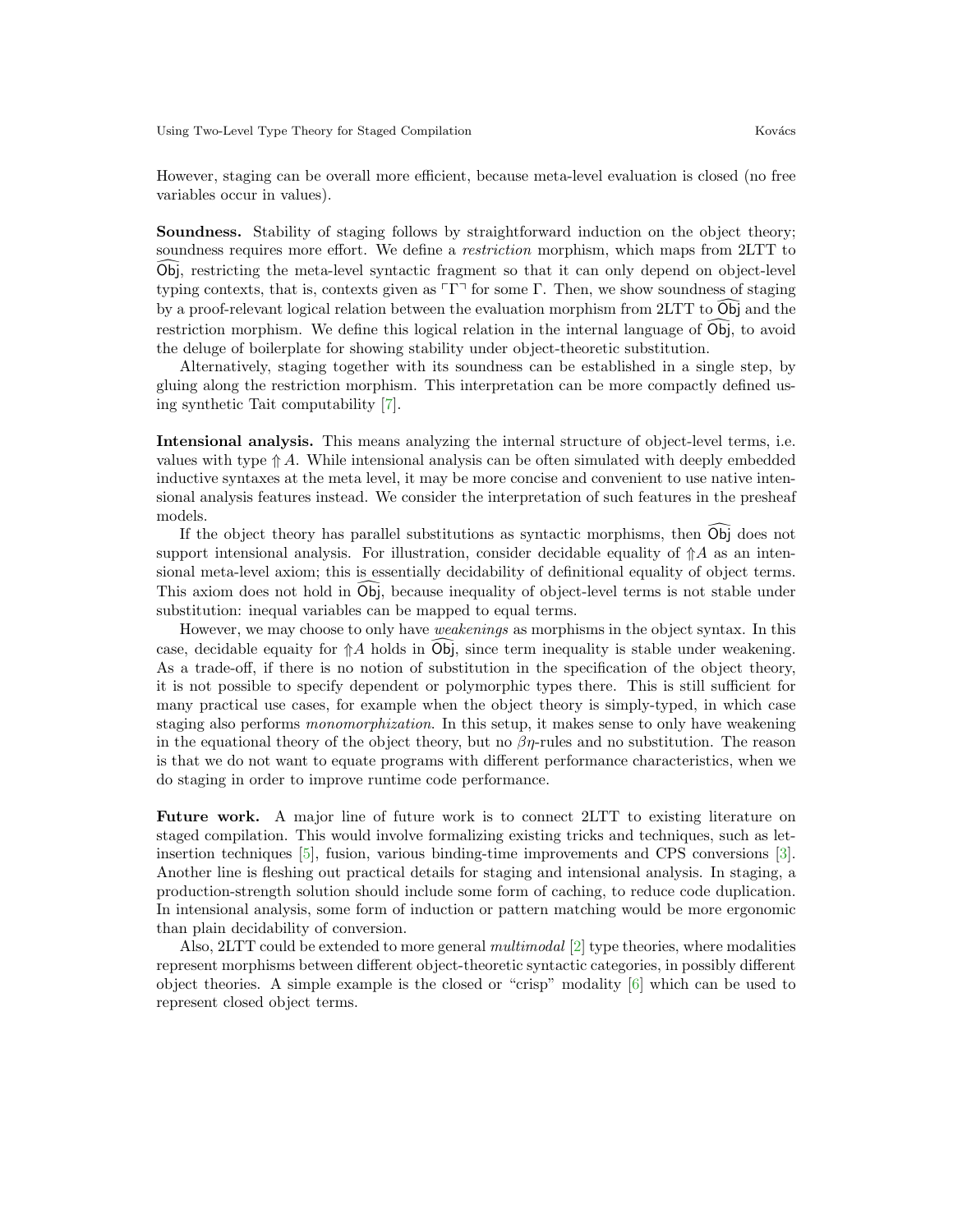However, staging can be overall more efficient, because meta-level evaluation is closed (no free variables occur in values).

**Soundness.** Stability of staging follows by straightforward induction on the object theory; soundness requires more effort. We define a *restriction* morphism, which maps from 2LTT to $\widehat{\mathsf{Obj}}$, restricting the meta-level syntactic fragment so that it can only depend on object-level typing contexts, that is, contexts given as $\ulcorner\Gamma\urcorner$ for some $\Gamma$. Then, we show soundness of staging by a proof-relevant logical relation between the evaluation morphism from 2LTT to $\widehat{\mathsf{Obj}}$ and the restriction morphism. We define this logical relation in the internal language of $\widehat{\mathsf{Obj}}$, to avoid the deluge of boilerplate for showing stability under object-theoretic substitution.

Alternatively, staging together with its soundness can be established in a single step, by gluing along the restriction morphism. This interpretation can be more compactly defined using synthetic Tait computability [7].

**Intensional analysis.** This means analyzing the internal structure of object-level terms, i.e. values with type $\Uparrow A$. While intensional analysis can be often simulated with deeply embedded inductive syntaxes at the meta level, it may be more concise and convenient to use native intensional analysis features instead. We consider the interpretation of such features in the presheaf models.

If the object theory has parallel substitutions as syntactic morphisms, then $\widehat{\mathsf{Obj}}$ does not support intensional analysis. For illustration, consider decidable equality of $\Uparrow A$ as an intensional meta-level axiom; this is essentially decidability of definitional equality of object terms. This axiom does not hold in $\widehat{\mathsf{Obj}}$, because inequality of object-level terms is not stable under substitution: inequal variables can be mapped to equal terms.

However, we may choose to only have *weakenings* as morphisms in the object syntax. In this case, decidable equaity for $\Uparrow A$ holds in $\widehat{\mathsf{Obj}}$, since term inequality is stable under weakening. As a trade-off, if there is no notion of substitution in the specification of the object theory, it is not possible to specify dependent or polymorphic types there. This is still sufficient for many practical use cases, for example when the object theory is simply-typed, in which case staging also performs *monomorphization*. In this setup, it makes sense to only have weakening in the equational theory of the object theory, but no $\beta\eta$-rules and no substitution. The reason is that we do not want to equate programs with different performance characteristics, when we do staging in order to improve runtime code performance.

**Future work.** A major line of future work is to connect 2LTT to existing literature on staged compilation. This would involve formalizing existing tricks and techniques, such as let-insertion techniques [5], fusion, various binding-time improvements and CPS conversions [3]. Another line is fleshing out practical details for staging and intensional analysis. In staging, a production-strength solution should include some form of caching, to reduce code duplication. In intensional analysis, some form of induction or pattern matching would be more ergonomic than plain decidability of conversion.

Also, 2LTT could be extended to more general *multimodal* [2] type theories, where modalities represent morphisms between different object-theoretic syntactic categories, in possibly different object theories. A simple example is the closed or "crisp" modality [6] which can be used to represent closed object terms.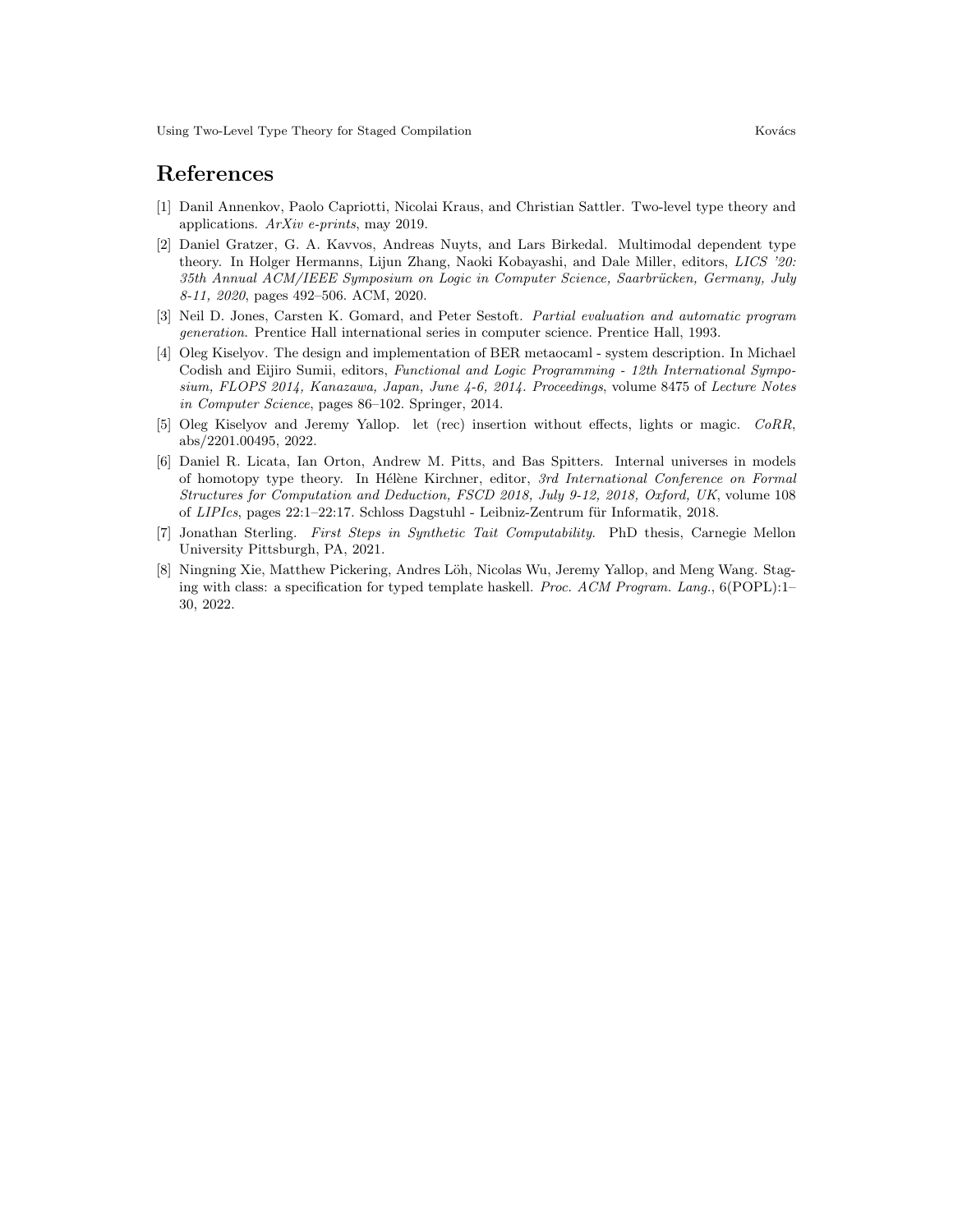# References

[1] Danil Annenkov, Paolo Capriotti, Nicolai Kraus, and Christian Sattler. Two-level type theory and applications. *ArXiv e-prints*, may 2019.

[2] Daniel Gratzer, G. A. Kavvos, Andreas Nuyts, and Lars Birkedal. Multimodal dependent type theory. In Holger Hermanns, Lijun Zhang, Naoki Kobayashi, and Dale Miller, editors, *LICS '20: 35th Annual ACM/IEEE Symposium on Logic in Computer Science, Saarbrücken, Germany, July 8-11, 2020*, pages 492–506. ACM, 2020.

[3] Neil D. Jones, Carsten K. Gomard, and Peter Sestoft. *Partial evaluation and automatic program generation*. Prentice Hall international series in computer science. Prentice Hall, 1993.

[4] Oleg Kiselyov. The design and implementation of BER metaocaml - system description. In Michael Codish and Eijiro Sumii, editors, *Functional and Logic Programming - 12th International Symposium, FLOPS 2014, Kanazawa, Japan, June 4-6, 2014. Proceedings*, volume 8475 of *Lecture Notes in Computer Science*, pages 86–102. Springer, 2014.

[5] Oleg Kiselyov and Jeremy Yallop. let (rec) insertion without effects, lights or magic. *CoRR*, abs/2201.00495, 2022.

[6] Daniel R. Licata, Ian Orton, Andrew M. Pitts, and Bas Spitters. Internal universes in models of homotopy type theory. In Hélène Kirchner, editor, *3rd International Conference on Formal Structures for Computation and Deduction, FSCD 2018, July 9-12, 2018, Oxford, UK*, volume 108 of *LIPIcs*, pages 22:1–22:17. Schloss Dagstuhl - Leibniz-Zentrum für Informatik, 2018.

[7] Jonathan Sterling. *First Steps in Synthetic Tait Computability*. PhD thesis, Carnegie Mellon University Pittsburgh, PA, 2021.

[8] Ningning Xie, Matthew Pickering, Andres Löh, Nicolas Wu, Jeremy Yallop, and Meng Wang. Staging with class: a specification for typed template haskell. *Proc. ACM Program. Lang.*, 6(POPL):1–30, 2022.